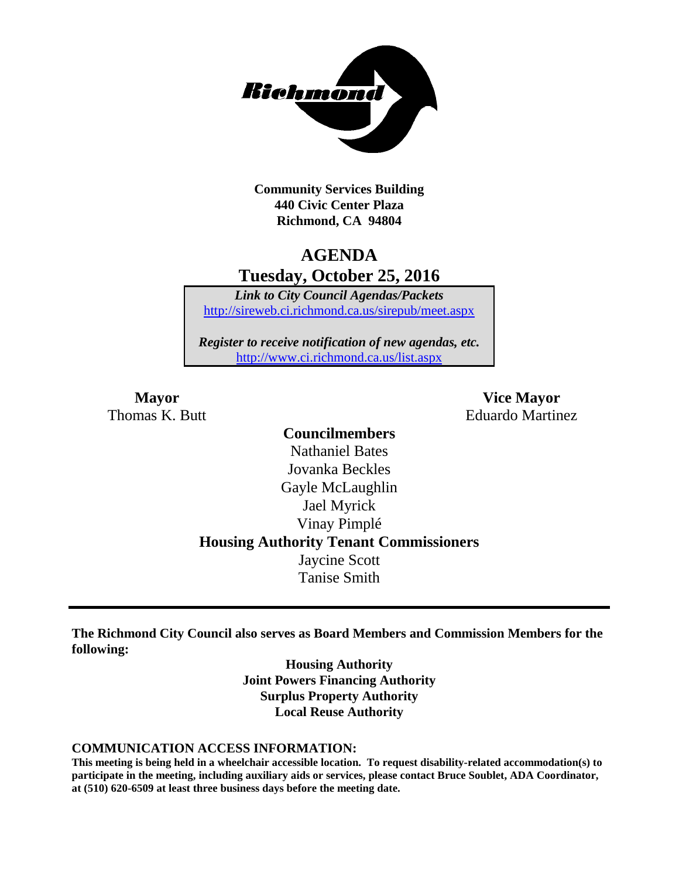**Community Services Building**
**440 Civic Center Plaza**
**Richmond, CA 94804**

# AGENDA
## Tuesday, October 25, 2016

***Link to City Council Agendas/Packets***
http://sireweb.ci.richmond.ca.us/sirepub/meet.aspx

***Register to receive notification of new agendas, etc.***
http://www.ci.richmond.ca.us/list.aspx

**Mayor**
Thomas K. Butt

**Vice Mayor**
Eduardo Martinez

**Councilmembers**
Nathaniel Bates
Jovanka Beckles
Gayle McLaughlin
Jael Myrick
Vinay Pimplé

**Housing Authority Tenant Commissioners**
Jaycine Scott
Tanise Smith

---

**The Richmond City Council also serves as Board Members and Commission Members for the following:**

**Housing Authority**
**Joint Powers Financing Authority**
**Surplus Property Authority**
**Local Reuse Authority**

**COMMUNICATION ACCESS INFORMATION:**

**This meeting is being held in a wheelchair accessible location. To request disability-related accommodation(s) to participate in the meeting, including auxiliary aids or services, please contact Bruce Soublet, ADA Coordinator, at (510) 620-6509 at least three business days before the meeting date.**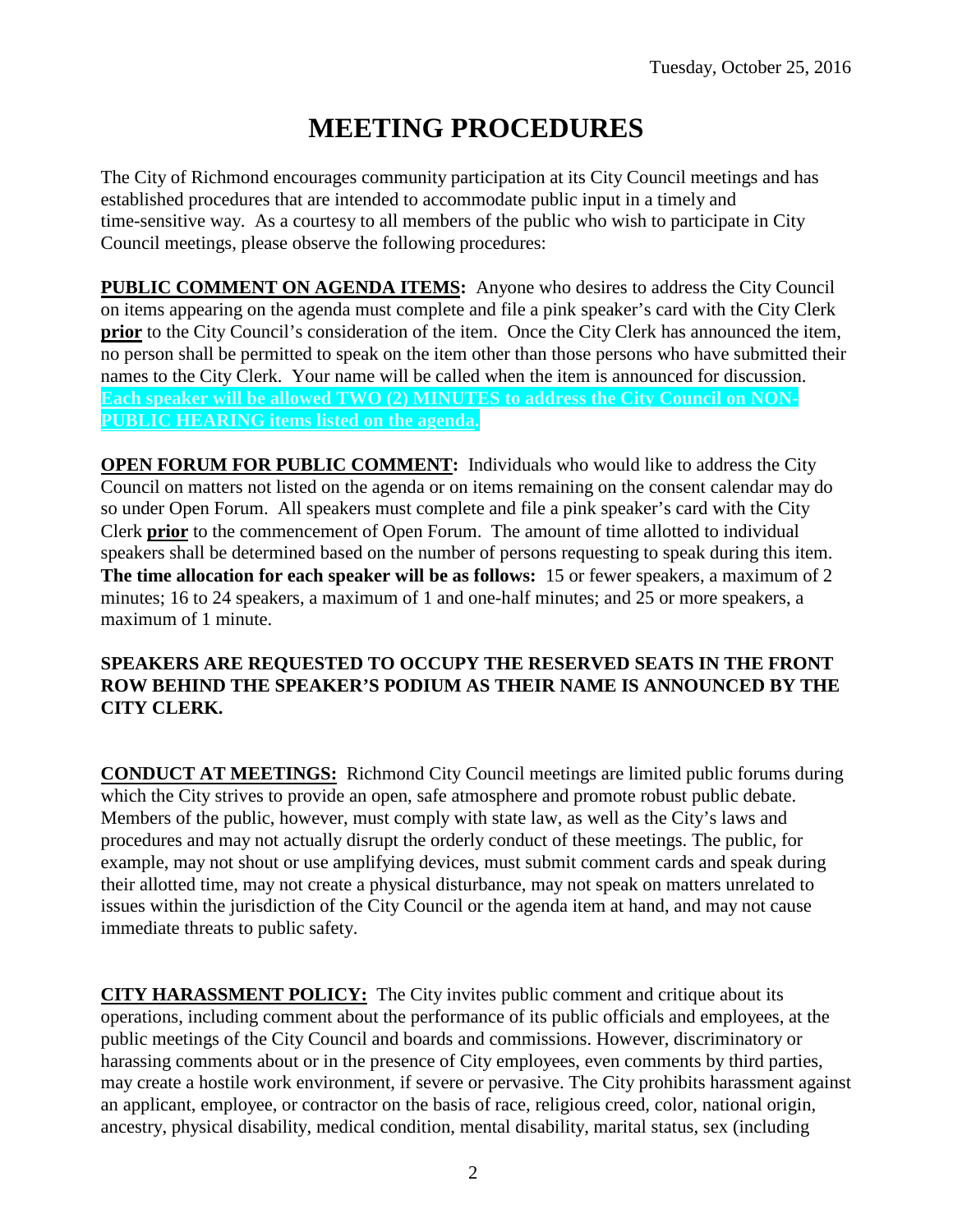Tuesday, October 25, 2016

# MEETING PROCEDURES

The City of Richmond encourages community participation at its City Council meetings and has established procedures that are intended to accommodate public input in a timely and time-sensitive way. As a courtesy to all members of the public who wish to participate in City Council meetings, please observe the following procedures:

**PUBLIC COMMENT ON AGENDA ITEMS:** Anyone who desires to address the City Council on items appearing on the agenda must complete and file a pink speaker's card with the City Clerk **prior** to the City Council's consideration of the item. Once the City Clerk has announced the item, no person shall be permitted to speak on the item other than those persons who have submitted their names to the City Clerk. Your name will be called when the item is announced for discussion. **Each speaker will be allowed TWO (2) MINUTES to address the City Council on NON-PUBLIC HEARING items listed on the agenda.**

**OPEN FORUM FOR PUBLIC COMMENT:** Individuals who would like to address the City Council on matters not listed on the agenda or on items remaining on the consent calendar may do so under Open Forum. All speakers must complete and file a pink speaker's card with the City Clerk **prior** to the commencement of Open Forum. The amount of time allotted to individual speakers shall be determined based on the number of persons requesting to speak during this item. **The time allocation for each speaker will be as follows:** 15 or fewer speakers, a maximum of 2 minutes; 16 to 24 speakers, a maximum of 1 and one-half minutes; and 25 or more speakers, a maximum of 1 minute.

**SPEAKERS ARE REQUESTED TO OCCUPY THE RESERVED SEATS IN THE FRONT ROW BEHIND THE SPEAKER'S PODIUM AS THEIR NAME IS ANNOUNCED BY THE CITY CLERK.**

**CONDUCT AT MEETINGS:** Richmond City Council meetings are limited public forums during which the City strives to provide an open, safe atmosphere and promote robust public debate. Members of the public, however, must comply with state law, as well as the City's laws and procedures and may not actually disrupt the orderly conduct of these meetings. The public, for example, may not shout or use amplifying devices, must submit comment cards and speak during their allotted time, may not create a physical disturbance, may not speak on matters unrelated to issues within the jurisdiction of the City Council or the agenda item at hand, and may not cause immediate threats to public safety.

**CITY HARASSMENT POLICY:** The City invites public comment and critique about its operations, including comment about the performance of its public officials and employees, at the public meetings of the City Council and boards and commissions. However, discriminatory or harassing comments about or in the presence of City employees, even comments by third parties, may create a hostile work environment, if severe or pervasive. The City prohibits harassment against an applicant, employee, or contractor on the basis of race, religious creed, color, national origin, ancestry, physical disability, medical condition, mental disability, marital status, sex (including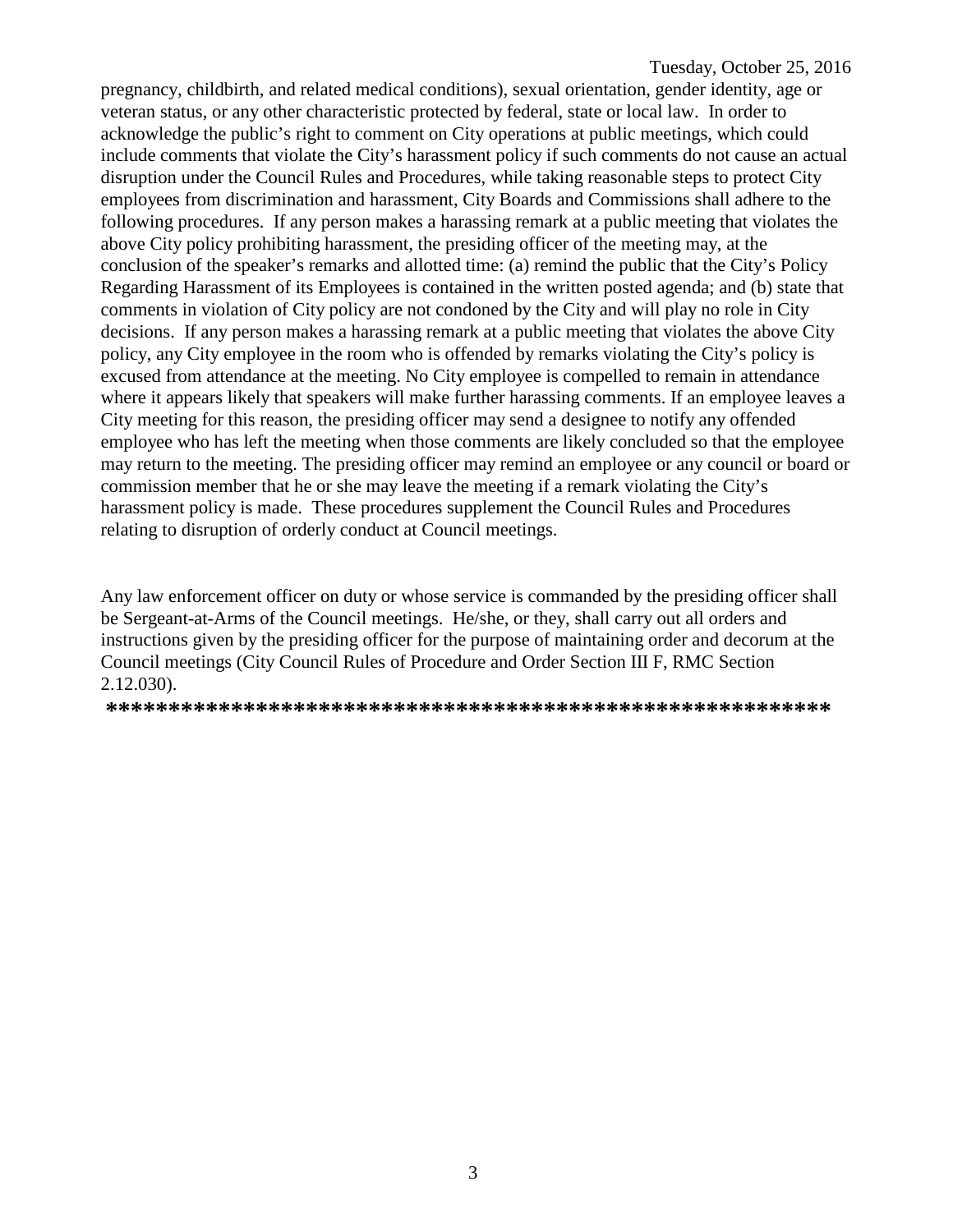pregnancy, childbirth, and related medical conditions), sexual orientation, gender identity, age or veteran status, or any other characteristic protected by federal, state or local law. In order to acknowledge the public's right to comment on City operations at public meetings, which could include comments that violate the City's harassment policy if such comments do not cause an actual disruption under the Council Rules and Procedures, while taking reasonable steps to protect City employees from discrimination and harassment, City Boards and Commissions shall adhere to the following procedures. If any person makes a harassing remark at a public meeting that violates the above City policy prohibiting harassment, the presiding officer of the meeting may, at the conclusion of the speaker's remarks and allotted time: (a) remind the public that the City's Policy Regarding Harassment of its Employees is contained in the written posted agenda; and (b) state that comments in violation of City policy are not condoned by the City and will play no role in City decisions. If any person makes a harassing remark at a public meeting that violates the above City policy, any City employee in the room who is offended by remarks violating the City's policy is excused from attendance at the meeting. No City employee is compelled to remain in attendance where it appears likely that speakers will make further harassing comments. If an employee leaves a City meeting for this reason, the presiding officer may send a designee to notify any offended employee who has left the meeting when those comments are likely concluded so that the employee may return to the meeting. The presiding officer may remind an employee or any council or board or commission member that he or she may leave the meeting if a remark violating the City's harassment policy is made. These procedures supplement the Council Rules and Procedures relating to disruption of orderly conduct at Council meetings.

Any law enforcement officer on duty or whose service is commanded by the presiding officer shall be Sergeant-at-Arms of the Council meetings. He/she, or they, shall carry out all orders and instructions given by the presiding officer for the purpose of maintaining order and decorum at the Council meetings (City Council Rules of Procedure and Order Section III F, RMC Section 2.12.030).

**\*\*\*\*\*\*\*\*\*\*\*\*\*\*\*\*\*\*\*\*\*\*\*\*\*\*\*\*\*\*\*\*\*\*\*\*\*\*\*\*\*\*\*\*\*\*\*\*\*\*\*\*\*\*\*\*\*\*\*\***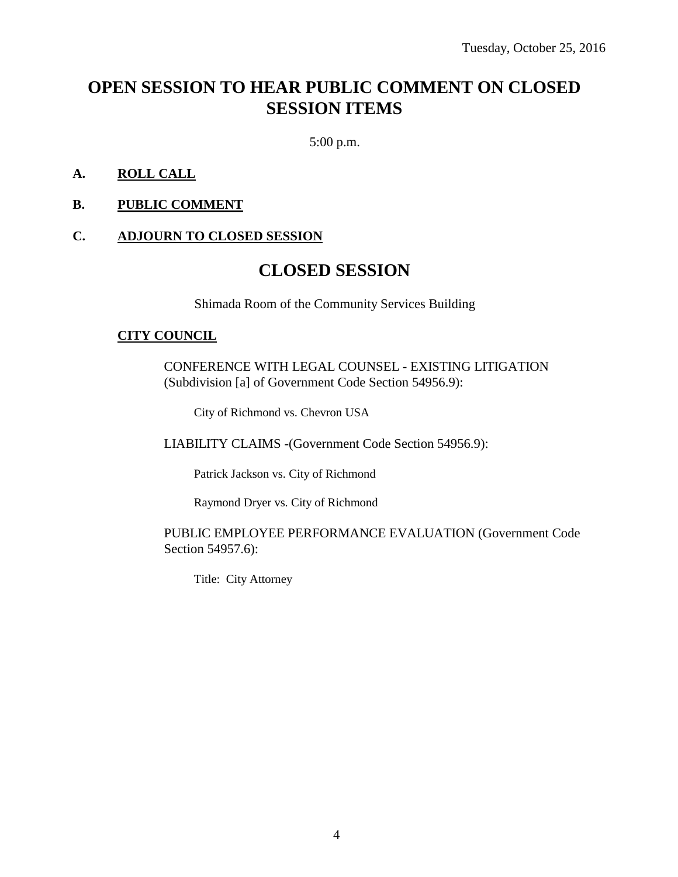Tuesday, October 25, 2016

# OPEN SESSION TO HEAR PUBLIC COMMENT ON CLOSED SESSION ITEMS

5:00 p.m.

**A. ROLL CALL**

**B. PUBLIC COMMENT**

**C. ADJOURN TO CLOSED SESSION**

# CLOSED SESSION

Shimada Room of the Community Services Building

**CITY COUNCIL**

CONFERENCE WITH LEGAL COUNSEL - EXISTING LITIGATION (Subdivision [a] of Government Code Section 54956.9):

City of Richmond vs. Chevron USA

LIABILITY CLAIMS -(Government Code Section 54956.9):

Patrick Jackson vs. City of Richmond

Raymond Dryer vs. City of Richmond

PUBLIC EMPLOYEE PERFORMANCE EVALUATION (Government Code Section 54957.6):

Title: City Attorney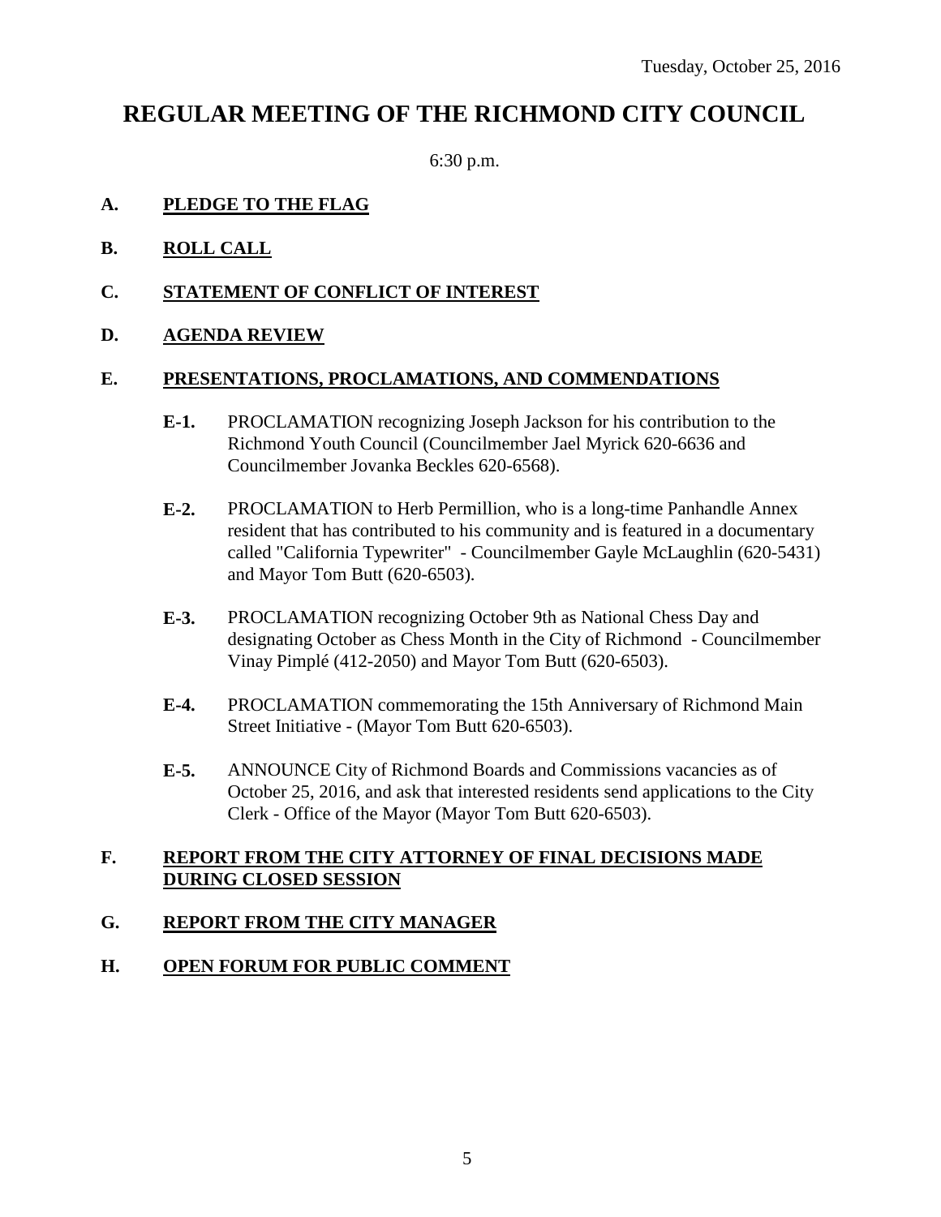Tuesday, October 25, 2016

# REGULAR MEETING OF THE RICHMOND CITY COUNCIL

6:30 p.m.

**A. PLEDGE TO THE FLAG**

**B. ROLL CALL**

**C. STATEMENT OF CONFLICT OF INTEREST**

**D. AGENDA REVIEW**

**E. PRESENTATIONS, PROCLAMATIONS, AND COMMENDATIONS**

**E-1.** PROCLAMATION recognizing Joseph Jackson for his contribution to the Richmond Youth Council (Councilmember Jael Myrick 620-6636 and Councilmember Jovanka Beckles 620-6568).

**E-2.** PROCLAMATION to Herb Permillion, who is a long-time Panhandle Annex resident that has contributed to his community and is featured in a documentary called "California Typewriter" - Councilmember Gayle McLaughlin (620-5431) and Mayor Tom Butt (620-6503).

**E-3.** PROCLAMATION recognizing October 9th as National Chess Day and designating October as Chess Month in the City of Richmond - Councilmember Vinay Pimplé (412-2050) and Mayor Tom Butt (620-6503).

**E-4.** PROCLAMATION commemorating the 15th Anniversary of Richmond Main Street Initiative - (Mayor Tom Butt 620-6503).

**E-5.** ANNOUNCE City of Richmond Boards and Commissions vacancies as of October 25, 2016, and ask that interested residents send applications to the City Clerk - Office of the Mayor (Mayor Tom Butt 620-6503).

**F. REPORT FROM THE CITY ATTORNEY OF FINAL DECISIONS MADE DURING CLOSED SESSION**

**G. REPORT FROM THE CITY MANAGER**

**H. OPEN FORUM FOR PUBLIC COMMENT**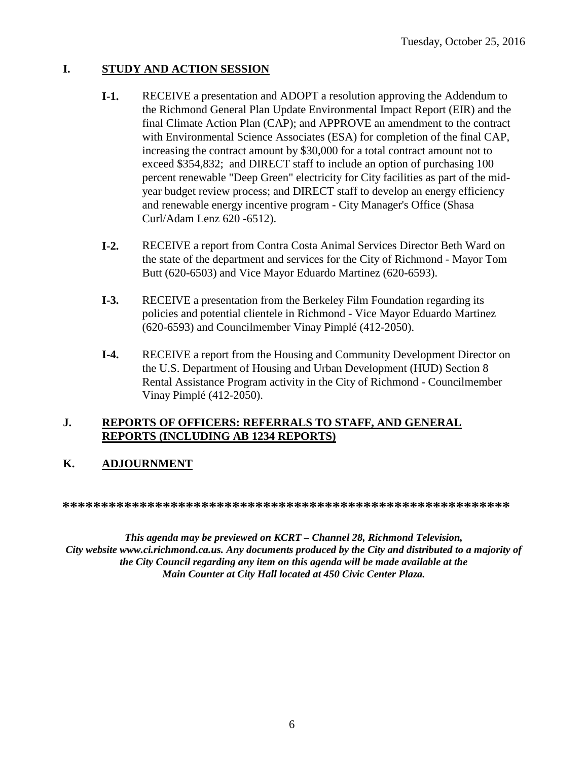Tuesday, October 25, 2016

## I. STUDY AND ACTION SESSION

**I-1.** RECEIVE a presentation and ADOPT a resolution approving the Addendum to the Richmond General Plan Update Environmental Impact Report (EIR) and the final Climate Action Plan (CAP); and APPROVE an amendment to the contract with Environmental Science Associates (ESA) for completion of the final CAP, increasing the contract amount by $30,000 for a total contract amount not to exceed $354,832; and DIRECT staff to include an option of purchasing 100 percent renewable "Deep Green" electricity for City facilities as part of the mid-year budget review process; and DIRECT staff to develop an energy efficiency and renewable energy incentive program - City Manager's Office (Shasa Curl/Adam Lenz 620 -6512).

**I-2.** RECEIVE a report from Contra Costa Animal Services Director Beth Ward on the state of the department and services for the City of Richmond - Mayor Tom Butt (620-6503) and Vice Mayor Eduardo Martinez (620-6593).

**I-3.** RECEIVE a presentation from the Berkeley Film Foundation regarding its policies and potential clientele in Richmond - Vice Mayor Eduardo Martinez (620-6593) and Councilmember Vinay Pimplé (412-2050).

**I-4.** RECEIVE a report from the Housing and Community Development Director on the U.S. Department of Housing and Urban Development (HUD) Section 8 Rental Assistance Program activity in the City of Richmond - Councilmember Vinay Pimplé (412-2050).

## J. REPORTS OF OFFICERS: REFERRALS TO STAFF, AND GENERAL REPORTS (INCLUDING AB 1234 REPORTS)

## K. ADJOURNMENT

**************************************************************

***This agenda may be previewed on KCRT – Channel 28, Richmond Television, City website www.ci.richmond.ca.us. Any documents produced by the City and distributed to a majority of the City Council regarding any item on this agenda will be made available at the Main Counter at City Hall located at 450 Civic Center Plaza.***